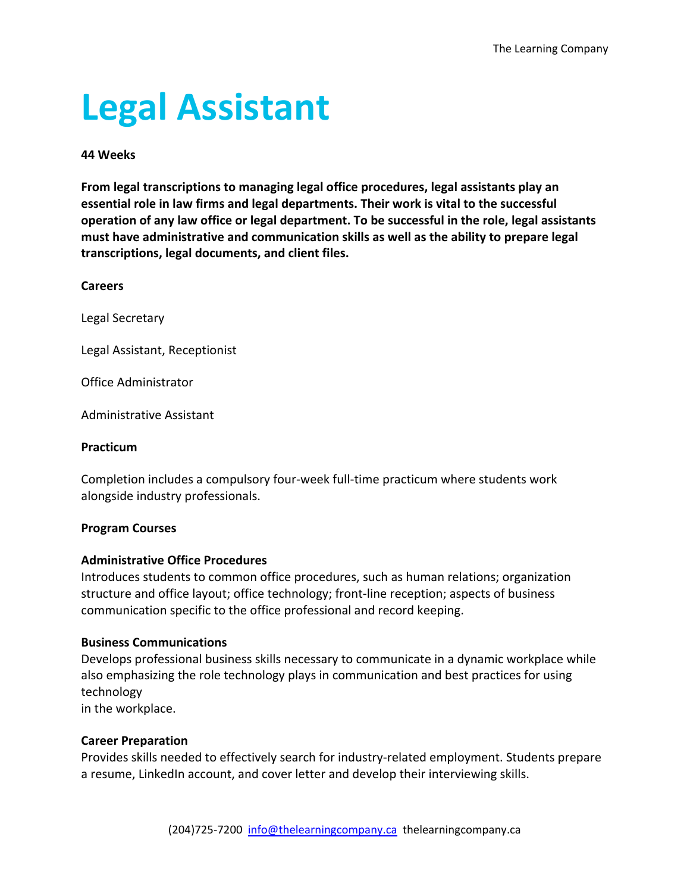# Legal Assistant

**44 Weeks**

**From legal transcriptions to managing legal office procedures, legal assistants play an essential role in law firms and legal departments. Their work is vital to the successful operation of any law office or legal department. To be successful in the role, legal assistants must have administrative and communication skills as well as the ability to prepare legal transcriptions, legal documents, and client files.**

**Careers**

Legal Secretary

Legal Assistant, Receptionist

Office Administrator

Administrative Assistant

**Practicum**

Completion includes a compulsory four-week full-time practicum where students work alongside industry professionals.

**Program Courses**

**Administrative Office Procedures**
Introduces students to common office procedures, such as human relations; organization structure and office layout; office technology; front-line reception; aspects of business communication specific to the office professional and record keeping.

**Business Communications**
Develops professional business skills necessary to communicate in a dynamic workplace while also emphasizing the role technology plays in communication and best practices for using technology
in the workplace.

**Career Preparation**
Provides skills needed to effectively search for industry-related employment. Students prepare a resume, LinkedIn account, and cover letter and develop their interviewing skills.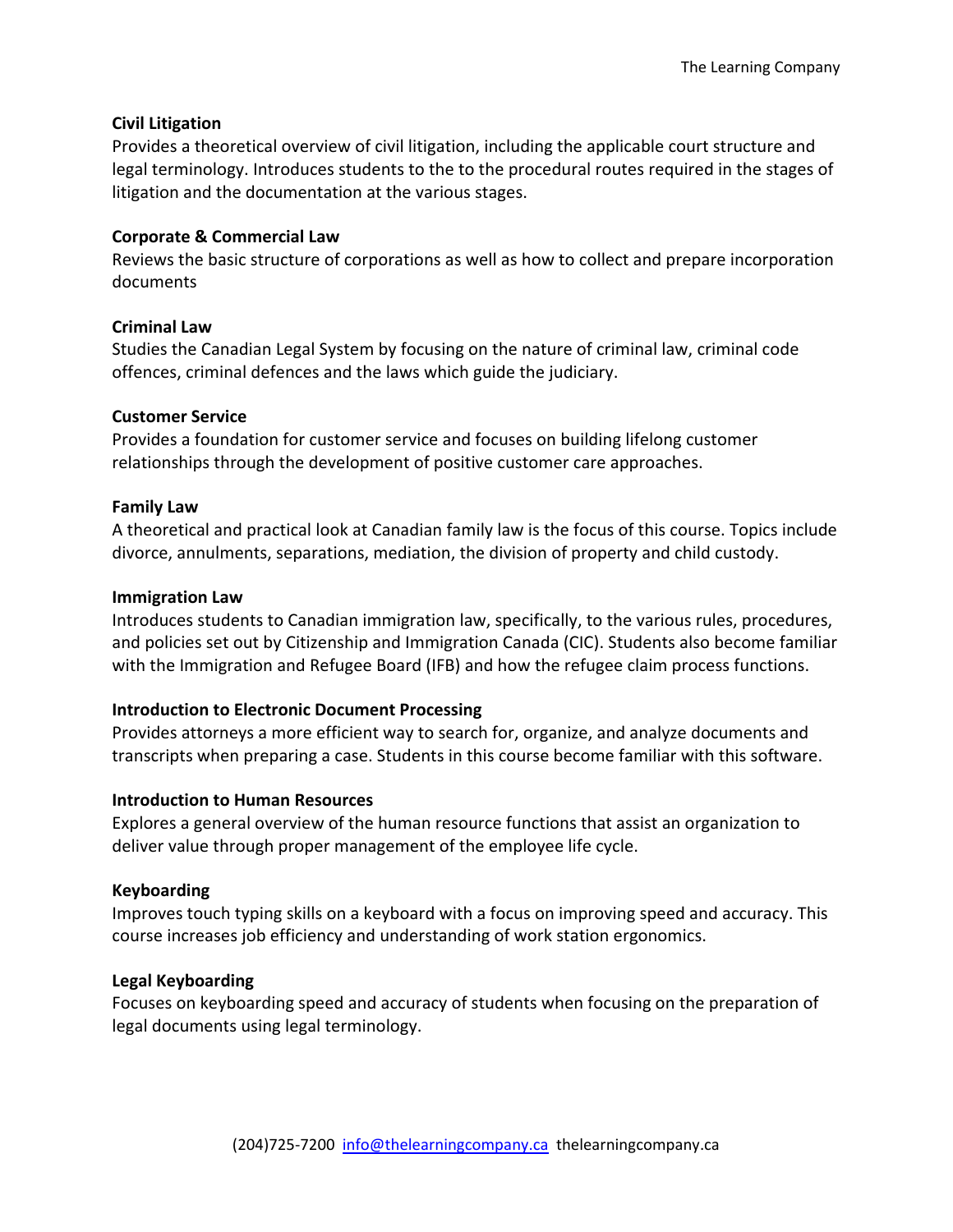**Civil Litigation**
Provides a theoretical overview of civil litigation, including the applicable court structure and legal terminology. Introduces students to the to the procedural routes required in the stages of litigation and the documentation at the various stages.

**Corporate & Commercial Law**
Reviews the basic structure of corporations as well as how to collect and prepare incorporation documents

**Criminal Law**
Studies the Canadian Legal System by focusing on the nature of criminal law, criminal code offences, criminal defences and the laws which guide the judiciary.

**Customer Service**
Provides a foundation for customer service and focuses on building lifelong customer relationships through the development of positive customer care approaches.

**Family Law**
A theoretical and practical look at Canadian family law is the focus of this course. Topics include divorce, annulments, separations, mediation, the division of property and child custody.

**Immigration Law**
Introduces students to Canadian immigration law, specifically, to the various rules, procedures, and policies set out by Citizenship and Immigration Canada (CIC). Students also become familiar with the Immigration and Refugee Board (IFB) and how the refugee claim process functions.

**Introduction to Electronic Document Processing**
Provides attorneys a more efficient way to search for, organize, and analyze documents and transcripts when preparing a case. Students in this course become familiar with this software.

**Introduction to Human Resources**
Explores a general overview of the human resource functions that assist an organization to deliver value through proper management of the employee life cycle.

**Keyboarding**
Improves touch typing skills on a keyboard with a focus on improving speed and accuracy. This course increases job efficiency and understanding of work station ergonomics.

**Legal Keyboarding**
Focuses on keyboarding speed and accuracy of students when focusing on the preparation of legal documents using legal terminology.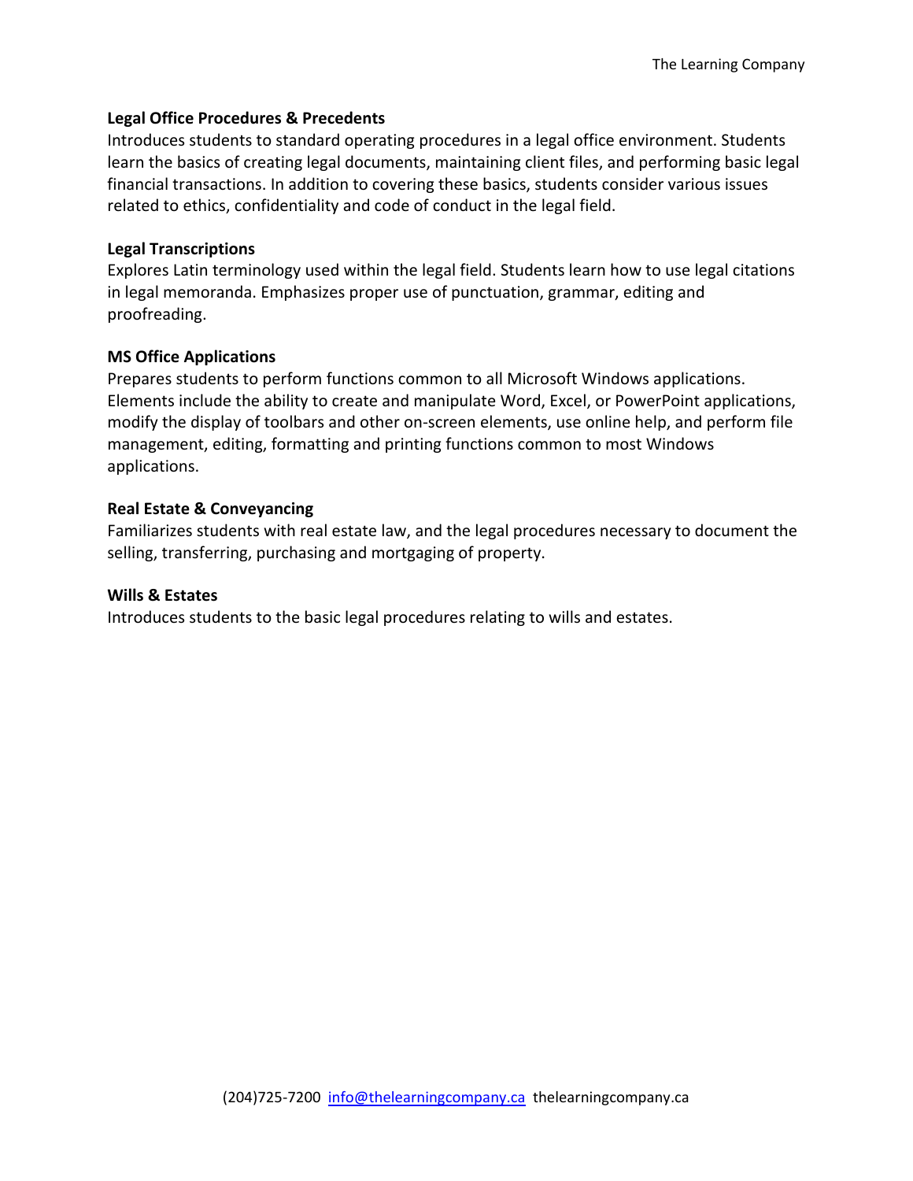**Legal Office Procedures & Precedents**

Introduces students to standard operating procedures in a legal office environment. Students learn the basics of creating legal documents, maintaining client files, and performing basic legal financial transactions. In addition to covering these basics, students consider various issues related to ethics, confidentiality and code of conduct in the legal field.

**Legal Transcriptions**

Explores Latin terminology used within the legal field. Students learn how to use legal citations in legal memoranda. Emphasizes proper use of punctuation, grammar, editing and proofreading.

**MS Office Applications**

Prepares students to perform functions common to all Microsoft Windows applications. Elements include the ability to create and manipulate Word, Excel, or PowerPoint applications, modify the display of toolbars and other on-screen elements, use online help, and perform file management, editing, formatting and printing functions common to most Windows applications.

**Real Estate & Conveyancing**

Familiarizes students with real estate law, and the legal procedures necessary to document the selling, transferring, purchasing and mortgaging of property.

**Wills & Estates**

Introduces students to the basic legal procedures relating to wills and estates.